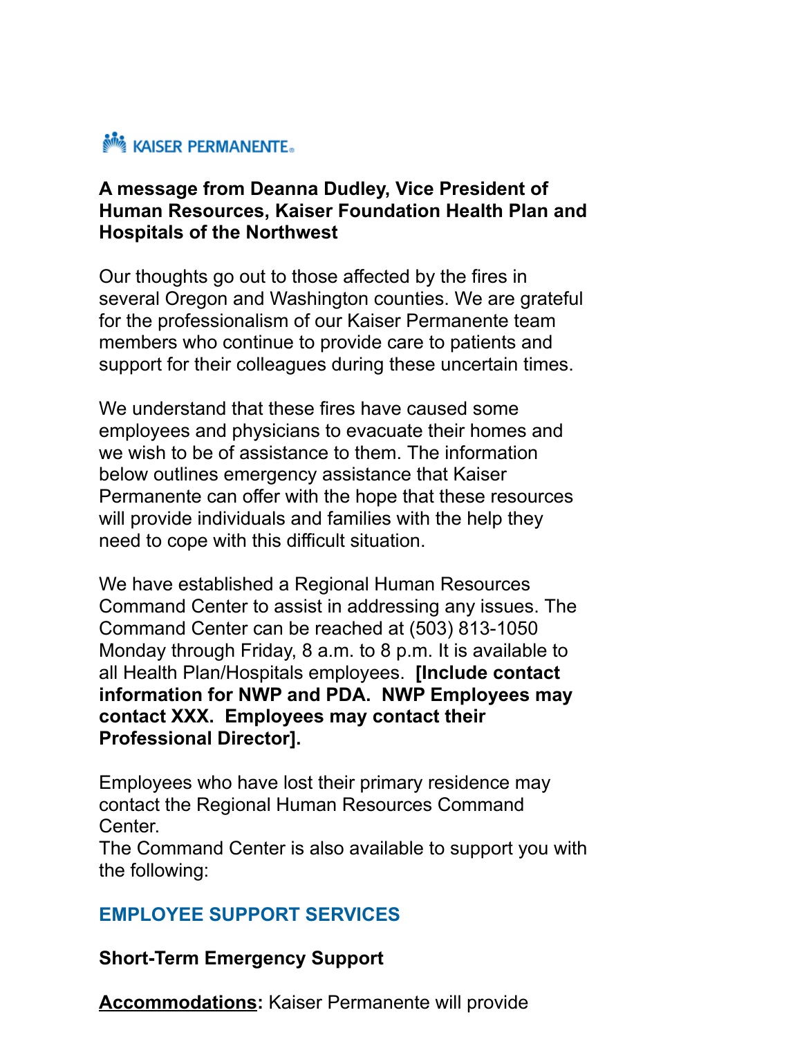KAISER PERMANENTE®

**A message from Deanna Dudley, Vice President of Human Resources, Kaiser Foundation Health Plan and Hospitals of the Northwest**

Our thoughts go out to those affected by the fires in several Oregon and Washington counties. We are grateful for the professionalism of our Kaiser Permanente team members who continue to provide care to patients and support for their colleagues during these uncertain times.

We understand that these fires have caused some employees and physicians to evacuate their homes and we wish to be of assistance to them. The information below outlines emergency assistance that Kaiser Permanente can offer with the hope that these resources will provide individuals and families with the help they need to cope with this difficult situation.

We have established a Regional Human Resources Command Center to assist in addressing any issues. The Command Center can be reached at (503) 813-1050 Monday through Friday, 8 a.m. to 8 p.m. It is available to all Health Plan/Hospitals employees. **[Include contact information for NWP and PDA. NWP Employees may contact XXX. Employees may contact their Professional Director].**

Employees who have lost their primary residence may contact the Regional Human Resources Command Center.
The Command Center is also available to support you with the following:

## EMPLOYEE SUPPORT SERVICES

### Short-Term Emergency Support

**<u>Accommodations</u>:** Kaiser Permanente will provide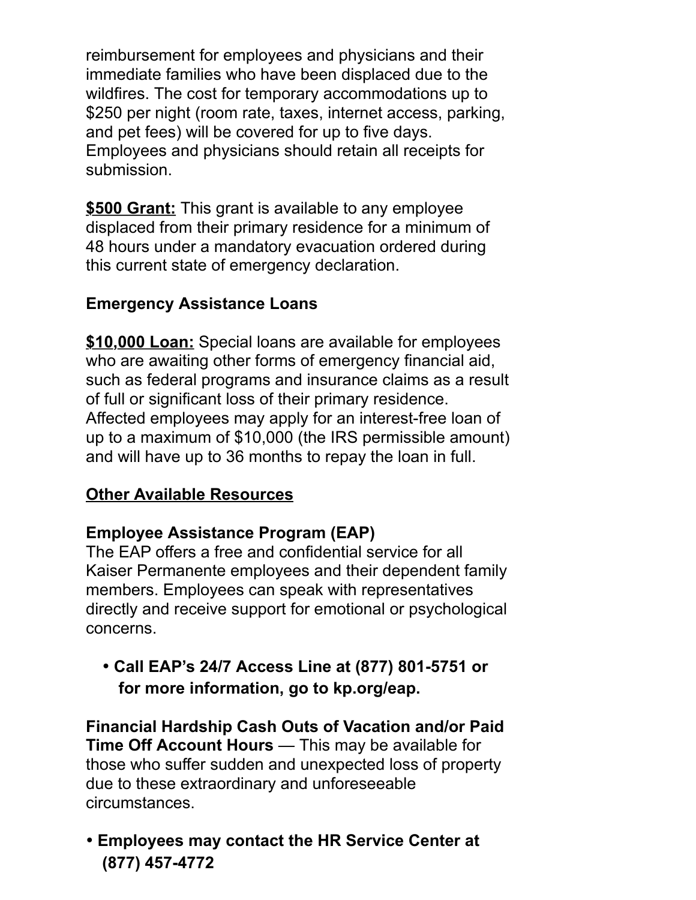reimbursement for employees and physicians and their immediate families who have been displaced due to the wildfires. The cost for temporary accommodations up to $250 per night (room rate, taxes, internet access, parking, and pet fees) will be covered for up to five days. Employees and physicians should retain all receipts for submission.

**<u>$500 Grant:</u>** This grant is available to any employee displaced from their primary residence for a minimum of 48 hours under a mandatory evacuation ordered during this current state of emergency declaration.

**Emergency Assistance Loans**

**<u>$10,000 Loan:</u>** Special loans are available for employees who are awaiting other forms of emergency financial aid, such as federal programs and insurance claims as a result of full or significant loss of their primary residence. Affected employees may apply for an interest-free loan of up to a maximum of $10,000 (the IRS permissible amount) and will have up to 36 months to repay the loan in full.

**<u>Other Available Resources</u>**

**Employee Assistance Program (EAP)**
The EAP offers a free and confidential service for all Kaiser Permanente employees and their dependent family members. Employees can speak with representatives directly and receive support for emotional or psychological concerns.

- **Call EAP's 24/7 Access Line at (877) 801-5751 or for more information, go to kp.org/eap.**

**Financial Hardship Cash Outs of Vacation and/or Paid Time Off Account Hours** — This may be available for those who suffer sudden and unexpected loss of property due to these extraordinary and unforeseeable circumstances.

- **Employees may contact the HR Service Center at (877) 457-4772**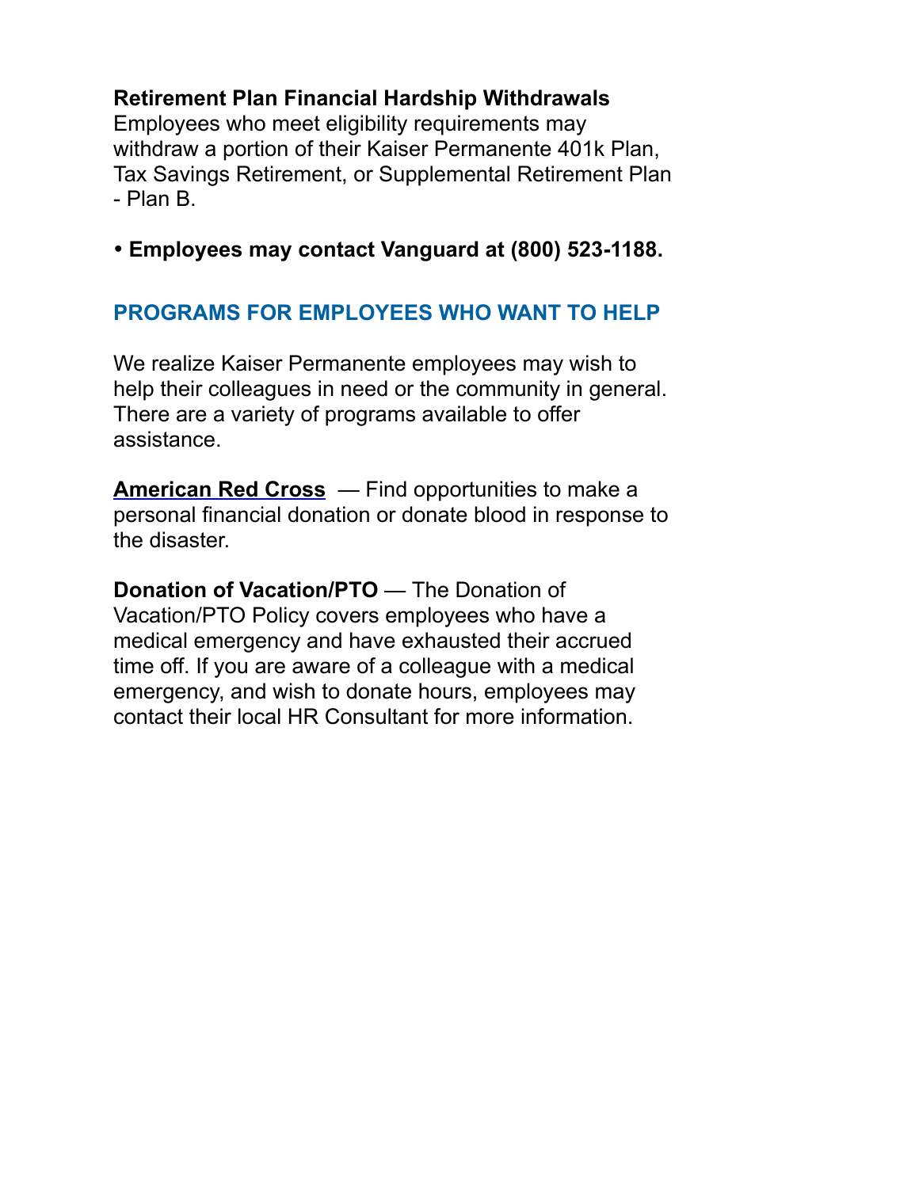**Retirement Plan Financial Hardship Withdrawals**
Employees who meet eligibility requirements may withdraw a portion of their Kaiser Permanente 401k Plan, Tax Savings Retirement, or Supplemental Retirement Plan - Plan B.

- **Employees may contact Vanguard at (800) 523-1188.**

## PROGRAMS FOR EMPLOYEES WHO WANT TO HELP

We realize Kaiser Permanente employees may wish to help their colleagues in need or the community in general. There are a variety of programs available to offer assistance.

**American Red Cross** — Find opportunities to make a personal financial donation or donate blood in response to the disaster.

**Donation of Vacation/PTO** — The Donation of Vacation/PTO Policy covers employees who have a medical emergency and have exhausted their accrued time off. If you are aware of a colleague with a medical emergency, and wish to donate hours, employees may contact their local HR Consultant for more information.